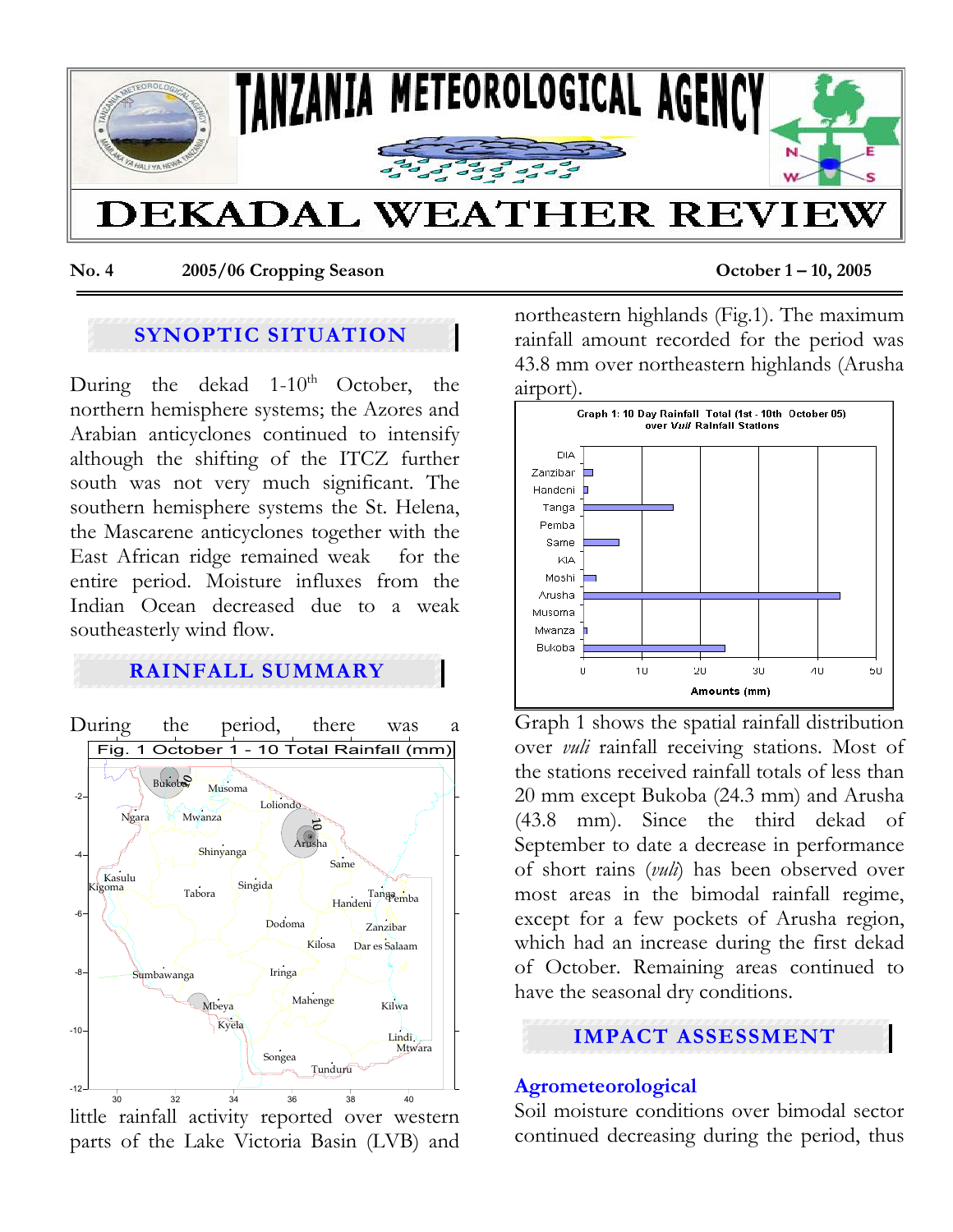# TANZANIA METEOROLOGICAL AGENCY

# DEKADAL WEATHER REVIEW

**No. 4** **2005/06 Cropping Season** **October 1 – 10, 2005**

## SYNOPTIC SITUATION

During the dekad 1-10th October, the northern hemisphere systems; the Azores and Arabian anticyclones continued to intensify although the shifting of the ITCZ further south was not very much significant. The southern hemisphere systems the St. Helena, the Mascarene anticyclones together with the East African ridge remained weak for the entire period. Moisture influxes from the Indian Ocean decreased due to a weak southeasterly wind flow.

## RAINFALL SUMMARY

During the period, there was a little rainfall activity reported over western parts of the Lake Victoria Basin (LVB) and northeastern highlands (Fig.1). The maximum rainfall amount recorded for the period was 43.8 mm over northeastern highlands (Arusha airport).

Fig. 1 October 1 - 10 Total Rainfall (mm)

Graph 1: 10 Day Rainfall Total (1st - 10th October 05) over *Vuli* Rainfall Stations

Graph 1 shows the spatial rainfall distribution over *vuli* rainfall receiving stations. Most of the stations received rainfall totals of less than 20 mm except Bukoba (24.3 mm) and Arusha (43.8 mm). Since the third dekad of September to date a decrease in performance of short rains (*vuli*) has been observed over most areas in the bimodal rainfall regime, except for a few pockets of Arusha region, which had an increase during the first dekad of October. Remaining areas continued to have the seasonal dry conditions.

## IMPACT ASSESSMENT

### Agrometeorological

Soil moisture conditions over bimodal sector continued decreasing during the period, thus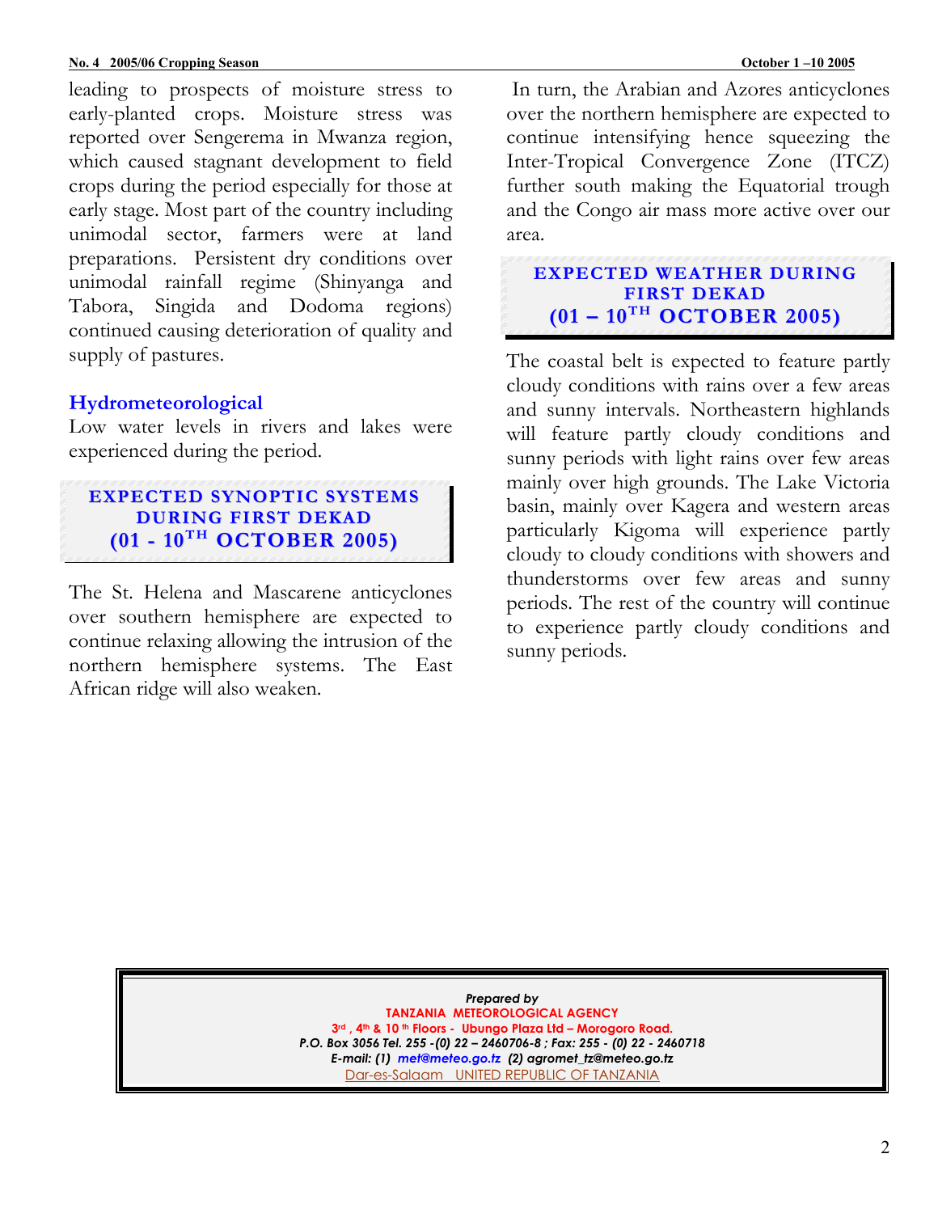leading to prospects of moisture stress to early-planted crops. Moisture stress was reported over Sengerema in Mwanza region, which caused stagnant development to field crops during the period especially for those at early stage. Most part of the country including unimodal sector, farmers were at land preparations. Persistent dry conditions over unimodal rainfall regime (Shinyanga and Tabora, Singida and Dodoma regions) continued causing deterioration of quality and supply of pastures.

### Hydrometeorological

Low water levels in rivers and lakes were experienced during the period.

## EXPECTED SYNOPTIC SYSTEMS DURING FIRST DEKAD (01 - 10TH OCTOBER 2005)

The St. Helena and Mascarene anticyclones over southern hemisphere are expected to continue relaxing allowing the intrusion of the northern hemisphere systems. The East African ridge will also weaken.

In turn, the Arabian and Azores anticyclones over the northern hemisphere are expected to continue intensifying hence squeezing the Inter-Tropical Convergence Zone (ITCZ) further south making the Equatorial trough and the Congo air mass more active over our area.

## EXPECTED WEATHER DURING FIRST DEKAD (01 – 10TH OCTOBER 2005)

The coastal belt is expected to feature partly cloudy conditions with rains over a few areas and sunny intervals. Northeastern highlands will feature partly cloudy conditions and sunny periods with light rains over few areas mainly over high grounds. The Lake Victoria basin, mainly over Kagera and western areas particularly Kigoma will experience partly cloudy to cloudy conditions with showers and thunderstorms over few areas and sunny periods. The rest of the country will continue to experience partly cloudy conditions and sunny periods.

*Prepared by*
**TANZANIA METEOROLOGICAL AGENCY**
**3rd , 4th & 10th Floors - Ubungo Plaza Ltd – Morogoro Road.**
*P.O. Box 3056 Tel. 255 -(0) 22 – 2460706-8 ; Fax: 255 - (0) 22 - 2460718*
*E-mail: (1) met@meteo.go.tz (2) agromet_tz@meteo.go.tz*
Dar-es-Salaam UNITED REPUBLIC OF TANZANIA